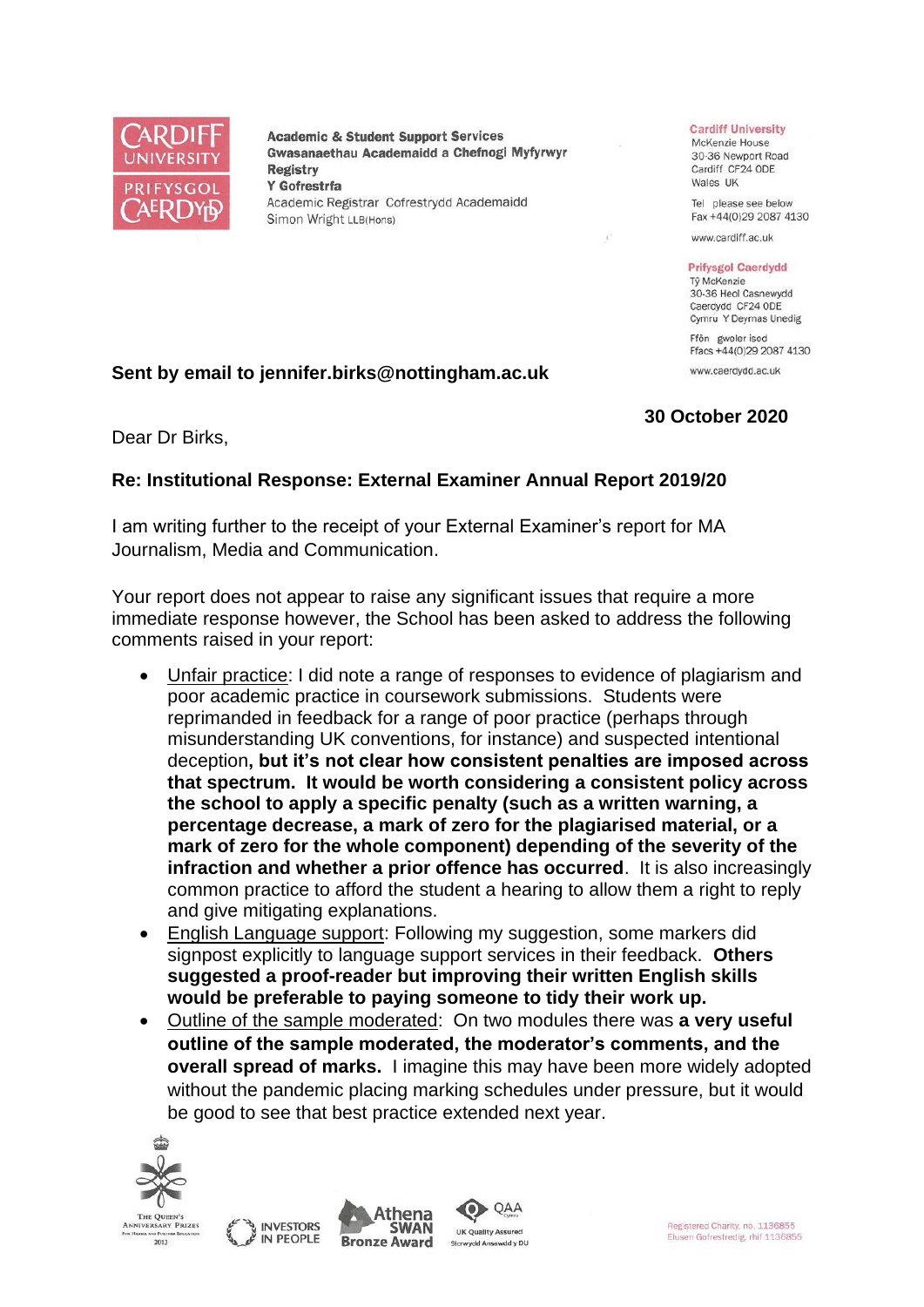Academic & Student Support Services
Gwasanaethau Academaidd a Chefnogi Myfyrwyr
Registry
Y Gofrestrfa
Academic Registrar Cofrestrydd Academaidd
Simon Wright LLB(Hons)

**Cardiff University**
McKenzie House
30-36 Newport Road
Cardiff CF24 0DE
Wales UK

Tel please see below
Fax +44(0)29 2087 4130

www.cardiff.ac.uk

**Prifysgol Caerdydd**
Tŷ McKenzie
30-36 Heol Casnewydd
Caerdydd CF24 0DE
Cymru Y Deyrnas Unedig

Ffôn gweler isod
Ffacs +44(0)29 2087 4130

www.caerdydd.ac.uk

**Sent by email to jennifer.birks@nottingham.ac.uk**

**30 October 2020**

Dear Dr Birks,

**Re: Institutional Response: External Examiner Annual Report 2019/20**

I am writing further to the receipt of your External Examiner's report for MA Journalism, Media and Communication.

Your report does not appear to raise any significant issues that require a more immediate response however, the School has been asked to address the following comments raised in your report:

- Unfair practice: I did note a range of responses to evidence of plagiarism and poor academic practice in coursework submissions. Students were reprimanded in feedback for a range of poor practice (perhaps through misunderstanding UK conventions, for instance) and suspected intentional deception**, but it's not clear how consistent penalties are imposed across that spectrum. It would be worth considering a consistent policy across the school to apply a specific penalty (such as a written warning, a percentage decrease, a mark of zero for the plagiarised material, or a mark of zero for the whole component) depending of the severity of the infraction and whether a prior offence has occurred**. It is also increasingly common practice to afford the student a hearing to allow them a right to reply and give mitigating explanations.
- English Language support: Following my suggestion, some markers did signpost explicitly to language support services in their feedback. **Others suggested a proof-reader but improving their written English skills would be preferable to paying someone to tidy their work up.**
- Outline of the sample moderated: On two modules there was **a very useful outline of the sample moderated, the moderator's comments, and the overall spread of marks.** I imagine this may have been more widely adopted without the pandemic placing marking schedules under pressure, but it would be good to see that best practice extended next year.

Registered Charity, no. 1136855
Elusen Gofrestredig, rhif 1136855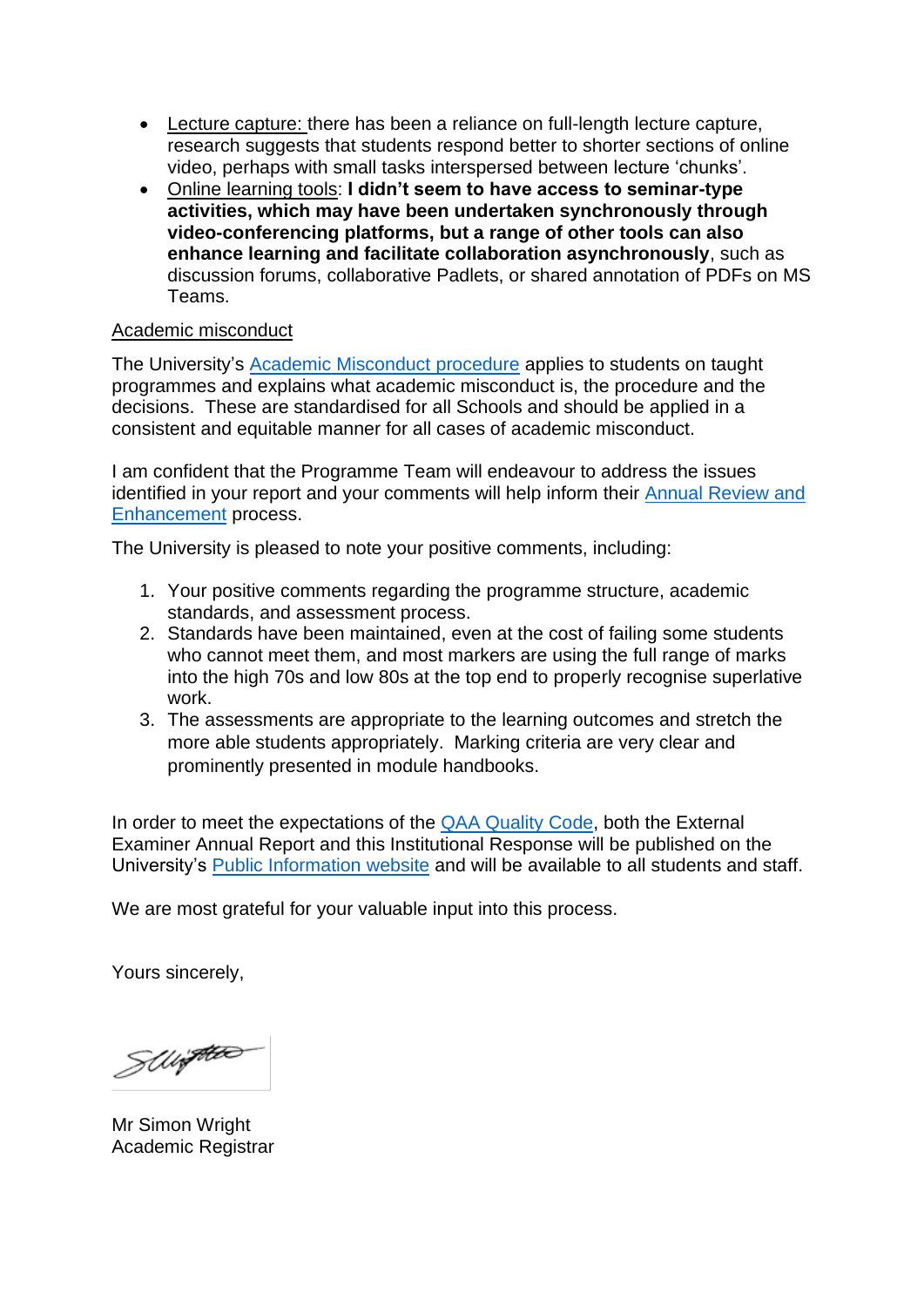- Lecture capture: there has been a reliance on full-length lecture capture, research suggests that students respond better to shorter sections of online video, perhaps with small tasks interspersed between lecture 'chunks'.
- Online learning tools: **I didn't seem to have access to seminar-type activities, which may have been undertaken synchronously through video-conferencing platforms, but a range of other tools can also enhance learning and facilitate collaboration asynchronously**, such as discussion forums, collaborative Padlets, or shared annotation of PDFs on MS Teams.

Academic misconduct

The University's Academic Misconduct procedure applies to students on taught programmes and explains what academic misconduct is, the procedure and the decisions. These are standardised for all Schools and should be applied in a consistent and equitable manner for all cases of academic misconduct.

I am confident that the Programme Team will endeavour to address the issues identified in your report and your comments will help inform their Annual Review and Enhancement process.

The University is pleased to note your positive comments, including:

1. Your positive comments regarding the programme structure, academic standards, and assessment process.
2. Standards have been maintained, even at the cost of failing some students who cannot meet them, and most markers are using the full range of marks into the high 70s and low 80s at the top end to properly recognise superlative work.
3. The assessments are appropriate to the learning outcomes and stretch the more able students appropriately. Marking criteria are very clear and prominently presented in module handbooks.

In order to meet the expectations of the QAA Quality Code, both the External Examiner Annual Report and this Institutional Response will be published on the University's Public Information website and will be available to all students and staff.

We are most grateful for your valuable input into this process.

Yours sincerely,

Mr Simon Wright
Academic Registrar